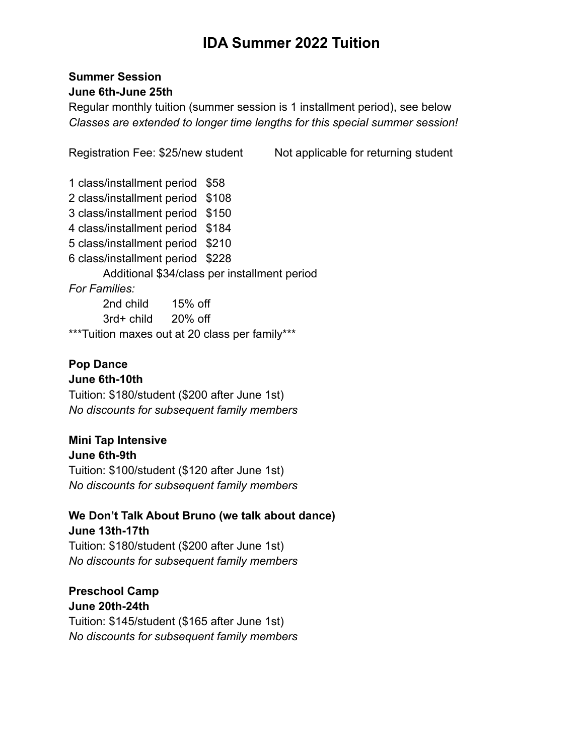# IDA Summer 2022 Tuition

**Summer Session**
**June 6th-June 25th**

Regular monthly tuition (summer session is 1 installment period), see below
*Classes are extended to longer time lengths for this special summer session!*

Registration Fee: $25/new student     Not applicable for returning student

1 class/installment period  $58
2 class/installment period  $108
3 class/installment period  $150
4 class/installment period  $184
5 class/installment period  $210
6 class/installment period  $228
    Additional $34/class per installment period

*For Families:*

    2nd child   15% off
    3rd+ child   20% off

***Tuition maxes out at 20 class per family***

**Pop Dance**
**June 6th-10th**

Tuition: $180/student ($200 after June 1st)
*No discounts for subsequent family members*

**Mini Tap Intensive**
**June 6th-9th**

Tuition: $100/student ($120 after June 1st)
*No discounts for subsequent family members*

**We Don't Talk About Bruno (we talk about dance)**
**June 13th-17th**

Tuition: $180/student ($200 after June 1st)
*No discounts for subsequent family members*

**Preschool Camp**
**June 20th-24th**

Tuition: $145/student ($165 after June 1st)
*No discounts for subsequent family members*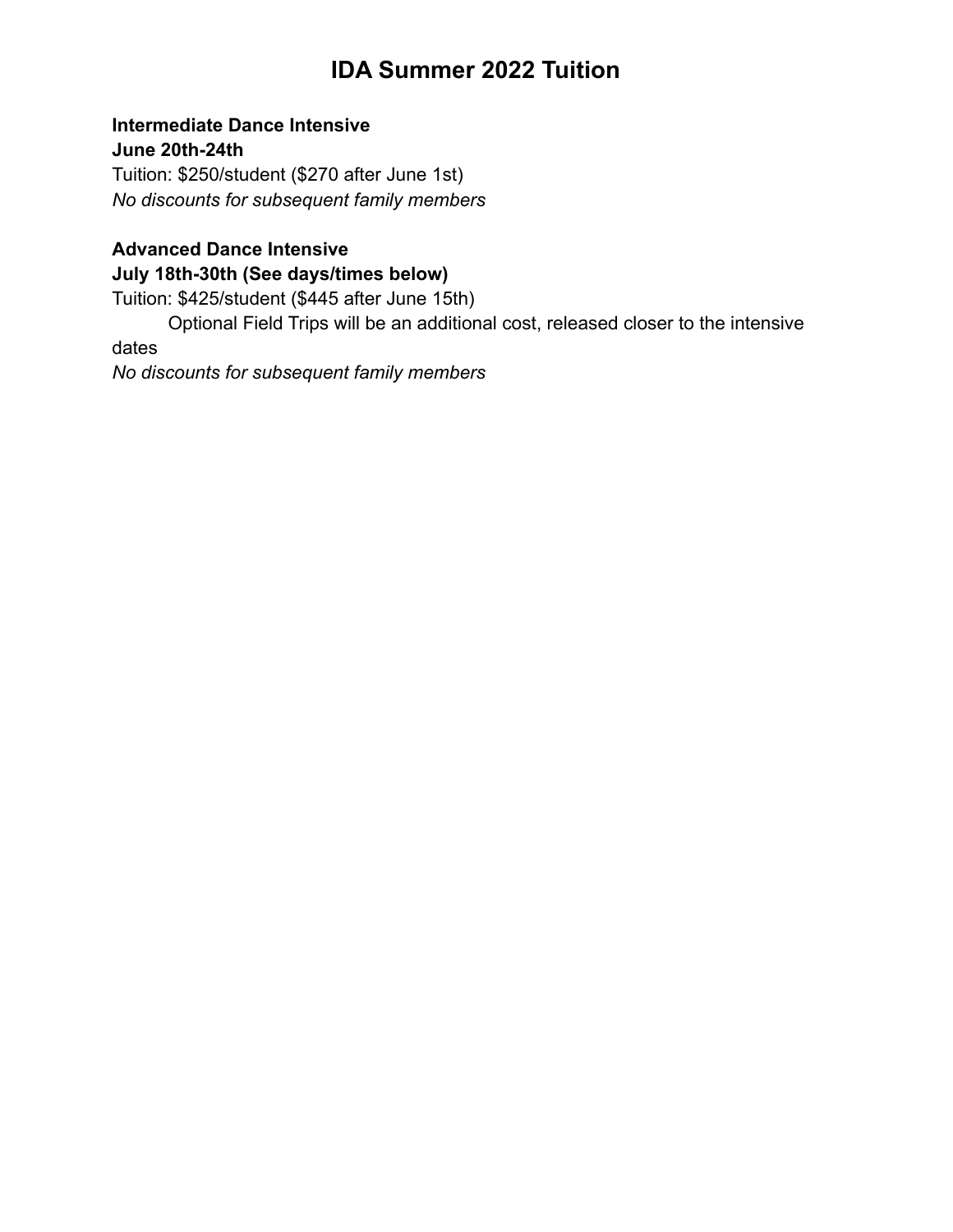# IDA Summer 2022 Tuition

**Intermediate Dance Intensive**
**June 20th-24th**
Tuition: $250/student ($270 after June 1st)
*No discounts for subsequent family members*

**Advanced Dance Intensive**
**July 18th-30th (See days/times below)**
Tuition: $425/student ($445 after June 15th)
Optional Field Trips will be an additional cost, released closer to the intensive dates
*No discounts for subsequent family members*